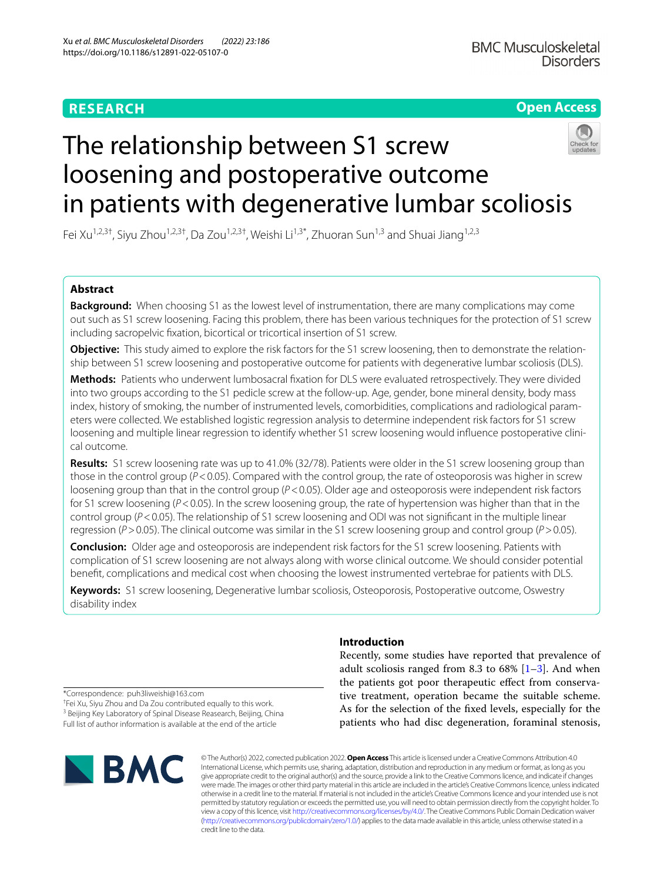RESEARCH

Open Access

# The relationship between S1 screw loosening and postoperative outcome in patients with degenerative lumbar scoliosis

Fei Xu[1,2,3†], Siyu Zhou[1,2,3†], Da Zou[1,2,3†], Weishi Li[1,3*], Zhuoran Sun[1,3] and Shuai Jiang[1,2,3]

## Abstract

**Background:** When choosing S1 as the lowest level of instrumentation, there are many complications may come out such as S1 screw loosening. Facing this problem, there has been various techniques for the protection of S1 screw including sacropelvic fixation, bicortical or tricortical insertion of S1 screw.

**Objective:** This study aimed to explore the risk factors for the S1 screw loosening, then to demonstrate the relationship between S1 screw loosening and postoperative outcome for patients with degenerative lumbar scoliosis (DLS).

**Methods:** Patients who underwent lumbosacral fixation for DLS were evaluated retrospectively. They were divided into two groups according to the S1 pedicle screw at the follow-up. Age, gender, bone mineral density, body mass index, history of smoking, the number of instrumented levels, comorbidities, complications and radiological parameters were collected. We established logistic regression analysis to determine independent risk factors for S1 screw loosening and multiple linear regression to identify whether S1 screw loosening would influence postoperative clinical outcome.

**Results:** S1 screw loosening rate was up to 41.0% (32/78). Patients were older in the S1 screw loosening group than those in the control group ($P < 0.05$). Compared with the control group, the rate of osteoporosis was higher in screw loosening group than that in the control group ($P < 0.05$). Older age and osteoporosis were independent risk factors for S1 screw loosening ($P < 0.05$). In the screw loosening group, the rate of hypertension was higher than that in the control group ($P < 0.05$). The relationship of S1 screw loosening and ODI was not significant in the multiple linear regression ($P > 0.05$). The clinical outcome was similar in the S1 screw loosening group and control group ($P > 0.05$).

**Conclusion:** Older age and osteoporosis are independent risk factors for the S1 screw loosening. Patients with complication of S1 screw loosening are not always along with worse clinical outcome. We should consider potential benefit, complications and medical cost when choosing the lowest instrumented vertebrae for patients with DLS.

**Keywords:** S1 screw loosening, Degenerative lumbar scoliosis, Osteoporosis, Postoperative outcome, Oswestry disability index

## Introduction

Recently, some studies have reported that prevalence of adult scoliosis ranged from 8.3 to 68% [1–3]. And when the patients got poor therapeutic effect from conservative treatment, operation became the suitable scheme. As for the selection of the fixed levels, especially for the patients who had disc degeneration, foraminal stenosis,

*Correspondence: puh3liweishi@163.com

†Fei Xu, Siyu Zhou and Da Zou contributed equally to this work.

[3] Beijing Key Laboratory of Spinal Disease Reasearch, Beijing, China

Full list of author information is available at the end of the article

© The Author(s) 2022, corrected publication 2022. **Open Access** This article is licensed under a Creative Commons Attribution 4.0 International License, which permits use, sharing, adaptation, distribution and reproduction in any medium or format, as long as you give appropriate credit to the original author(s) and the source, provide a link to the Creative Commons licence, and indicate if changes were made. The images or other third party material in this article are included in the article's Creative Commons licence, unless indicated otherwise in a credit line to the material. If material is not included in the article's Creative Commons licence and your intended use is not permitted by statutory regulation or exceeds the permitted use, you will need to obtain permission directly from the copyright holder. To view a copy of this licence, visit http://creativecommons.org/licenses/by/4.0/. The Creative Commons Public Domain Dedication waiver (http://creativecommons.org/publicdomain/zero/1.0/) applies to the data made available in this article, unless otherwise stated in a credit line to the data.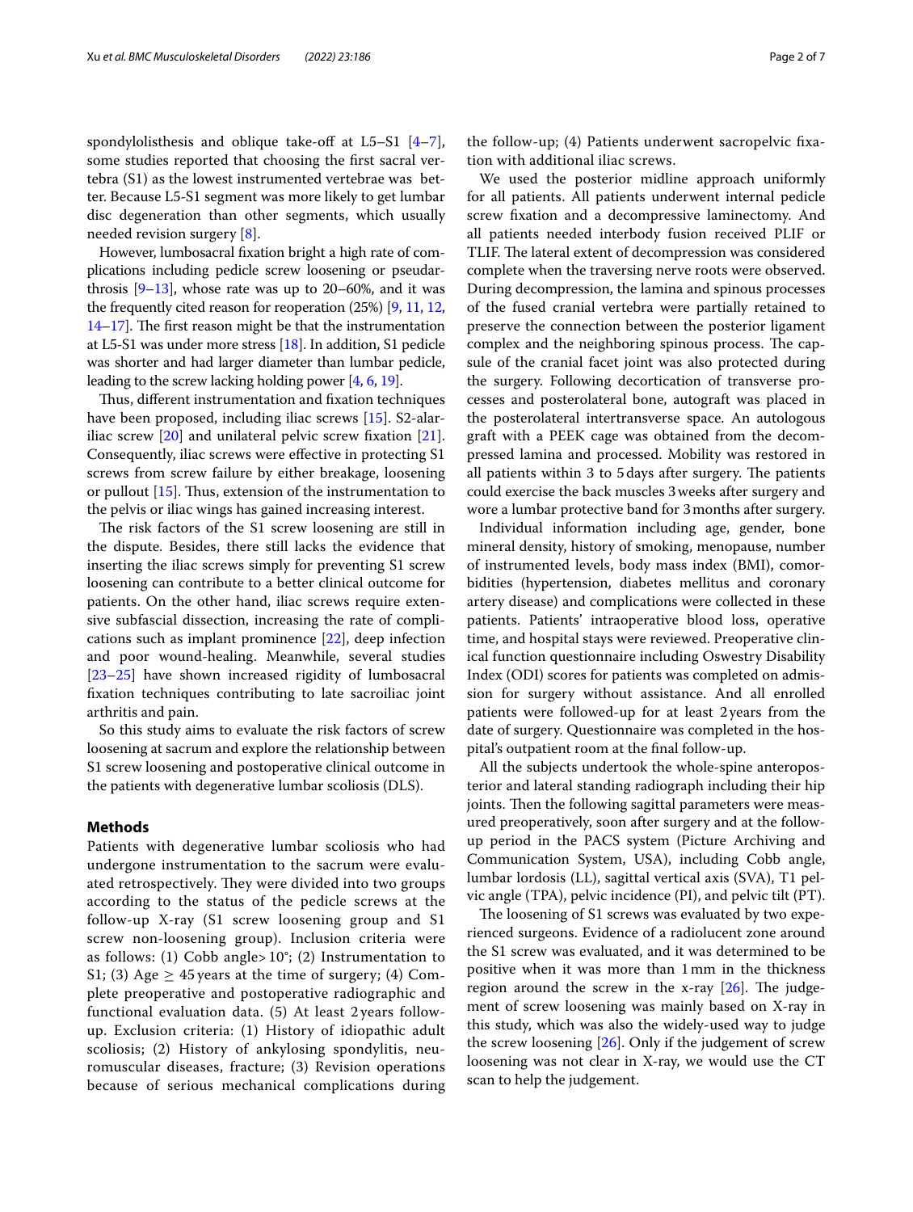spondylolisthesis and oblique take-off at L5–S1 [4–7], some studies reported that choosing the first sacral vertebra (S1) as the lowest instrumented vertebrae was better. Because L5-S1 segment was more likely to get lumbar disc degeneration than other segments, which usually needed revision surgery [8].

However, lumbosacral fixation bright a high rate of complications including pedicle screw loosening or pseudarthrosis [9–13], whose rate was up to 20–60%, and it was the frequently cited reason for reoperation (25%) [9, 11, 12, 14–17]. The first reason might be that the instrumentation at L5-S1 was under more stress [18]. In addition, S1 pedicle was shorter and had larger diameter than lumbar pedicle, leading to the screw lacking holding power [4, 6, 19].

Thus, different instrumentation and fixation techniques have been proposed, including iliac screws [15]. S2-alar-iliac screw [20] and unilateral pelvic screw fixation [21]. Consequently, iliac screws were effective in protecting S1 screws from screw failure by either breakage, loosening or pullout [15]. Thus, extension of the instrumentation to the pelvis or iliac wings has gained increasing interest.

The risk factors of the S1 screw loosening are still in the dispute. Besides, there still lacks the evidence that inserting the iliac screws simply for preventing S1 screw loosening can contribute to a better clinical outcome for patients. On the other hand, iliac screws require extensive subfascial dissection, increasing the rate of complications such as implant prominence [22], deep infection and poor wound-healing. Meanwhile, several studies [23–25] have shown increased rigidity of lumbosacral fixation techniques contributing to late sacroiliac joint arthritis and pain.

So this study aims to evaluate the risk factors of screw loosening at sacrum and explore the relationship between S1 screw loosening and postoperative clinical outcome in the patients with degenerative lumbar scoliosis (DLS).

## Methods

Patients with degenerative lumbar scoliosis who had undergone instrumentation to the sacrum were evaluated retrospectively. They were divided into two groups according to the status of the pedicle screws at the follow-up X-ray (S1 screw loosening group and S1 screw non-loosening group). Inclusion criteria were as follows: (1) Cobb angle> 10°; (2) Instrumentation to S1; (3) Age $\geq$ 45 years at the time of surgery; (4) Complete preoperative and postoperative radiographic and functional evaluation data. (5) At least 2 years follow-up. Exclusion criteria: (1) History of idiopathic adult scoliosis; (2) History of ankylosing spondylitis, neuromuscular diseases, fracture; (3) Revision operations because of serious mechanical complications during the follow-up; (4) Patients underwent sacropelvic fixation with additional iliac screws.

We used the posterior midline approach uniformly for all patients. All patients underwent internal pedicle screw fixation and a decompressive laminectomy. And all patients needed interbody fusion received PLIF or TLIF. The lateral extent of decompression was considered complete when the traversing nerve roots were observed. During decompression, the lamina and spinous processes of the fused cranial vertebra were partially retained to preserve the connection between the posterior ligament complex and the neighboring spinous process. The capsule of the cranial facet joint was also protected during the surgery. Following decortication of transverse processes and posterolateral bone, autograft was placed in the posterolateral intertransverse space. An autologous graft with a PEEK cage was obtained from the decompressed lamina and processed. Mobility was restored in all patients within 3 to 5 days after surgery. The patients could exercise the back muscles 3 weeks after surgery and wore a lumbar protective band for 3 months after surgery.

Individual information including age, gender, bone mineral density, history of smoking, menopause, number of instrumented levels, body mass index (BMI), comorbidities (hypertension, diabetes mellitus and coronary artery disease) and complications were collected in these patients. Patients' intraoperative blood loss, operative time, and hospital stays were reviewed. Preoperative clinical function questionnaire including Oswestry Disability Index (ODI) scores for patients was completed on admission for surgery without assistance. And all enrolled patients were followed-up for at least 2 years from the date of surgery. Questionnaire was completed in the hospital's outpatient room at the final follow-up.

All the subjects undertook the whole-spine anteroposterior and lateral standing radiograph including their hip joints. Then the following sagittal parameters were measured preoperatively, soon after surgery and at the follow-up period in the PACS system (Picture Archiving and Communication System, USA), including Cobb angle, lumbar lordosis (LL), sagittal vertical axis (SVA), T1 pelvic angle (TPA), pelvic incidence (PI), and pelvic tilt (PT).

The loosening of S1 screws was evaluated by two experienced surgeons. Evidence of a radiolucent zone around the S1 screw was evaluated, and it was determined to be positive when it was more than 1 mm in the thickness region around the screw in the x-ray [26]. The judgement of screw loosening was mainly based on X-ray in this study, which was also the widely-used way to judge the screw loosening [26]. Only if the judgement of screw loosening was not clear in X-ray, we would use the CT scan to help the judgement.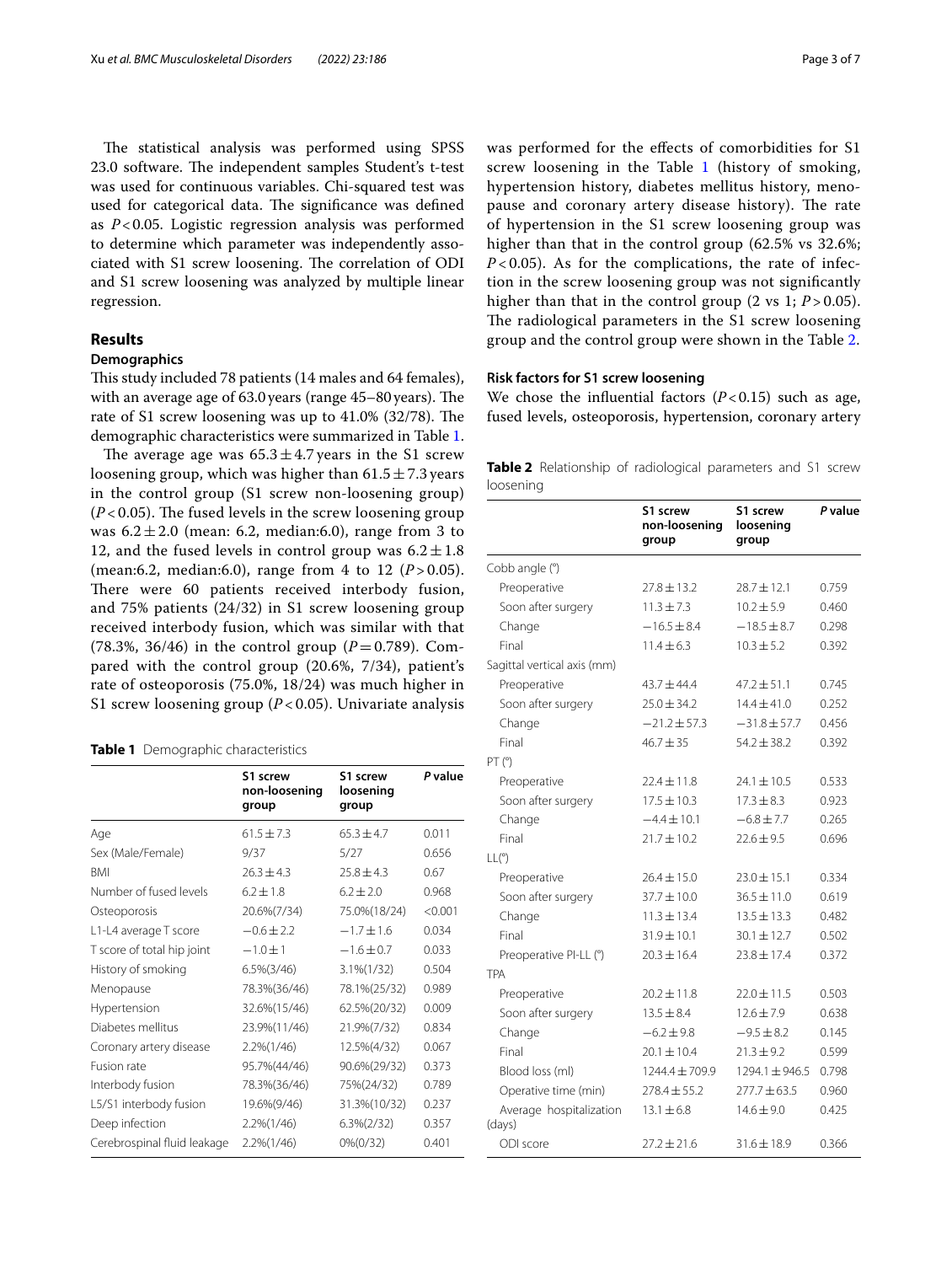The statistical analysis was performed using SPSS 23.0 software. The independent samples Student's t-test was used for continuous variables. Chi-squared test was used for categorical data. The significance was defined as $P<0.05$. Logistic regression analysis was performed to determine which parameter was independently associated with S1 screw loosening. The correlation of ODI and S1 screw loosening was analyzed by multiple linear regression.

## Results

### Demographics

This study included 78 patients (14 males and 64 females), with an average age of 63.0 years (range 45–80 years). The rate of S1 screw loosening was up to 41.0% (32/78). The demographic characteristics were summarized in Table 1.

The average age was $65.3 \pm 4.7$ years in the S1 screw loosening group, which was higher than $61.5 \pm 7.3$ years in the control group (S1 screw non-loosening group) ($P<0.05$). The fused levels in the screw loosening group was $6.2 \pm 2.0$ (mean: 6.2, median:6.0), range from 3 to 12, and the fused levels in control group was $6.2 \pm 1.8$ (mean:6.2, median:6.0), range from 4 to 12 ($P>0.05$). There were 60 patients received interbody fusion, and 75% patients (24/32) in S1 screw loosening group received interbody fusion, which was similar with that (78.3%, 36/46) in the control group ($P=0.789$). Compared with the control group (20.6%, 7/34), patient's rate of osteoporosis (75.0%, 18/24) was much higher in S1 screw loosening group ($P<0.05$). Univariate analysis was performed for the effects of comorbidities for S1 screw loosening in the Table 1 (history of smoking, hypertension history, diabetes mellitus history, menopause and coronary artery disease history). The rate of hypertension in the S1 screw loosening group was higher than that in the control group (62.5% vs 32.6%; $P<0.05$). As for the complications, the rate of infection in the screw loosening group was not significantly higher than that in the control group (2 vs 1; $P>0.05$). The radiological parameters in the S1 screw loosening group and the control group were shown in the Table 2.

**Table 1** Demographic characteristics

| | S1 screw non-loosening group | S1 screw loosening group | P value |
|---|---|---|---|
| Age | 61.5 ± 7.3 | 65.3 ± 4.7 | 0.011 |
| Sex (Male/Female) | 9/37 | 5/27 | 0.656 |
| BMI | 26.3 ± 4.3 | 25.8 ± 4.3 | 0.67 |
| Number of fused levels | 6.2 ± 1.8 | 6.2 ± 2.0 | 0.968 |
| Osteoporosis | 20.6%(7/34) | 75.0%(18/24) | <0.001 |
| L1-L4 average T score | −0.6 ± 2.2 | −1.7 ± 1.6 | 0.034 |
| T score of total hip joint | −1.0 ± 1 | −1.6 ± 0.7 | 0.033 |
| History of smoking | 6.5%(3/46) | 3.1%(1/32) | 0.504 |
| Menopause | 78.3%(36/46) | 78.1%(25/32) | 0.989 |
| Hypertension | 32.6%(15/46) | 62.5%(20/32) | 0.009 |
| Diabetes mellitus | 23.9%(11/46) | 21.9%(7/32) | 0.834 |
| Coronary artery disease | 2.2%(1/46) | 12.5%(4/32) | 0.067 |
| Fusion rate | 95.7%(44/46) | 90.6%(29/32) | 0.373 |
| Interbody fusion | 78.3%(36/46) | 75%(24/32) | 0.789 |
| L5/S1 interbody fusion | 19.6%(9/46) | 31.3%(10/32) | 0.237 |
| Deep infection | 2.2%(1/46) | 6.3%(2/32) | 0.357 |
| Cerebrospinal fluid leakage | 2.2%(1/46) | 0%(0/32) | 0.401 |

### Risk factors for S1 screw loosening

We chose the influential factors ($P<0.15$) such as age, fused levels, osteoporosis, hypertension, coronary artery

**Table 2** Relationship of radiological parameters and S1 screw loosening

| | S1 screw non-loosening group | S1 screw loosening group | P value |
|---|---|---|---|
| Cobb angle (°) | | | |
| Preoperative | 27.8 ± 13.2 | 28.7 ± 12.1 | 0.759 |
| Soon after surgery | 11.3 ± 7.3 | 10.2 ± 5.9 | 0.460 |
| Change | −16.5 ± 8.4 | −18.5 ± 8.7 | 0.298 |
| Final | 11.4 ± 6.3 | 10.3 ± 5.2 | 0.392 |
| Sagittal vertical axis (mm) | | | |
| Preoperative | 43.7 ± 44.4 | 47.2 ± 51.1 | 0.745 |
| Soon after surgery | 25.0 ± 34.2 | 14.4 ± 41.0 | 0.252 |
| Change | −21.2 ± 57.3 | −31.8 ± 57.7 | 0.456 |
| Final | 46.7 ± 35 | 54.2 ± 38.2 | 0.392 |
| PT (°) | | | |
| Preoperative | 22.4 ± 11.8 | 24.1 ± 10.5 | 0.533 |
| Soon after surgery | 17.5 ± 10.3 | 17.3 ± 8.3 | 0.923 |
| Change | −4.4 ± 10.1 | −6.8 ± 7.7 | 0.265 |
| Final | 21.7 ± 10.2 | 22.6 ± 9.5 | 0.696 |
| LL(°) | | | |
| Preoperative | 26.4 ± 15.0 | 23.0 ± 15.1 | 0.334 |
| Soon after surgery | 37.7 ± 10.0 | 36.5 ± 11.0 | 0.619 |
| Change | 11.3 ± 13.4 | 13.5 ± 13.3 | 0.482 |
| Final | 31.9 ± 10.1 | 30.1 ± 12.7 | 0.502 |
| Preoperative PI-LL (°) | 20.3 ± 16.4 | 23.8 ± 17.4 | 0.372 |
| TPA | | | |
| Preoperative | 20.2 ± 11.8 | 22.0 ± 11.5 | 0.503 |
| Soon after surgery | 13.5 ± 8.4 | 12.6 ± 7.9 | 0.638 |
| Change | −6.2 ± 9.8 | −9.5 ± 8.2 | 0.145 |
| Final | 20.1 ± 10.4 | 21.3 ± 9.2 | 0.599 |
| Blood loss (ml) | 1244.4 ± 709.9 | 1294.1 ± 946.5 | 0.798 |
| Operative time (min) | 278.4 ± 55.2 | 277.7 ± 63.5 | 0.960 |
| Average hospitalization (days) | 13.1 ± 6.8 | 14.6 ± 9.0 | 0.425 |
| ODI score | 27.2 ± 21.6 | 31.6 ± 18.9 | 0.366 |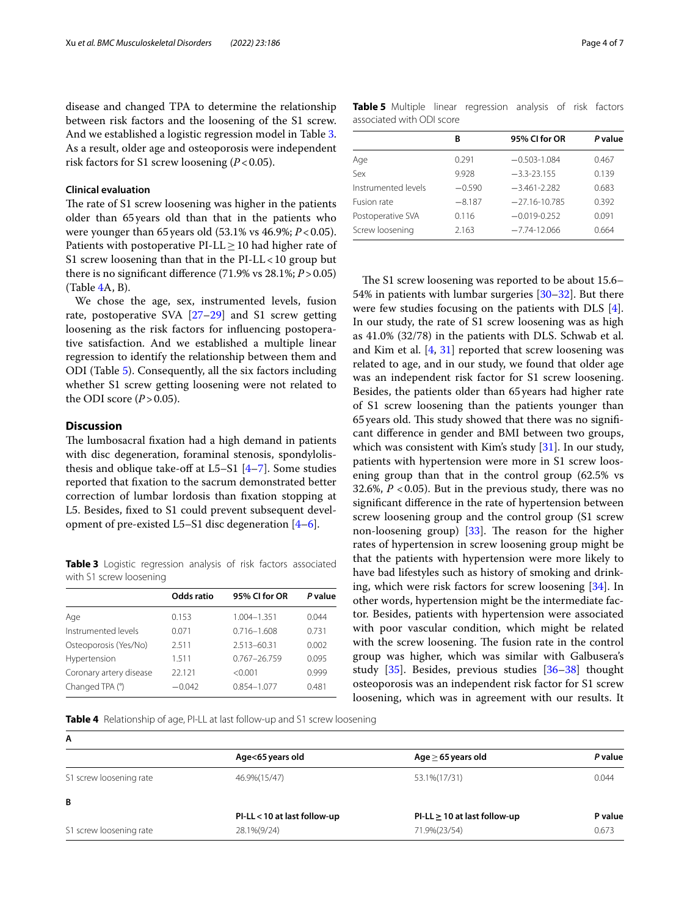disease and changed TPA to determine the relationship between risk factors and the loosening of the S1 screw. And we established a logistic regression model in Table 3. As a result, older age and osteoporosis were independent risk factors for S1 screw loosening ($P<0.05$).

### Clinical evaluation

The rate of S1 screw loosening was higher in the patients older than 65 years old than that in the patients who were younger than 65 years old (53.1% vs 46.9%; $P<0.05$). Patients with postoperative PI-LL ≥ 10 had higher rate of S1 screw loosening than that in the PI-LL < 10 group but there is no significant difference (71.9% vs 28.1%; $P>0.05$) (Table 4A, B).

We chose the age, sex, instrumented levels, fusion rate, postoperative SVA [27–29] and S1 screw getting loosening as the risk factors for influencing postoperative satisfaction. And we established a multiple linear regression to identify the relationship between them and ODI (Table 5). Consequently, all the six factors including whether S1 screw getting loosening were not related to the ODI score ($P>0.05$).

## Discussion

The lumbosacral fixation had a high demand in patients with disc degeneration, foraminal stenosis, spondylolisthesis and oblique take-off at L5–S1 [4–7]. Some studies reported that fixation to the sacrum demonstrated better correction of lumbar lordosis than fixation stopping at L5. Besides, fixed to S1 could prevent subsequent development of pre-existed L5–S1 disc degeneration [4–6].

**Table 3** Logistic regression analysis of risk factors associated with S1 screw loosening

| | Odds ratio | 95% CI for OR | P value |
|---|---|---|---|
| Age | 0.153 | 1.004–1.351 | 0.044 |
| Instrumented levels | 0.071 | 0.716–1.608 | 0.731 |
| Osteoporosis (Yes/No) | 2.511 | 2.513–60.31 | 0.002 |
| Hypertension | 1.511 | 0.767–26.759 | 0.095 |
| Coronary artery disease | 22.121 | <0.001 | 0.999 |
| Changed TPA (°) | −0.042 | 0.854–1.077 | 0.481 |

**Table 5** Multiple linear regression analysis of risk factors associated with ODI score

| | B | 95% CI for OR | P value |
|---|---|---|---|
| Age | 0.291 | −0.503-1.084 | 0.467 |
| Sex | 9.928 | −3.3-23.155 | 0.139 |
| Instrumented levels | −0.590 | −3.461-2.282 | 0.683 |
| Fusion rate | −8.187 | −27.16-10.785 | 0.392 |
| Postoperative SVA | 0.116 | −0.019-0.252 | 0.091 |
| Screw loosening | 2.163 | −7.74-12.066 | 0.664 |

The S1 screw loosening was reported to be about 15.6–54% in patients with lumbar surgeries [30–32]. But there were few studies focusing on the patients with DLS [4]. In our study, the rate of S1 screw loosening was as high as 41.0% (32/78) in the patients with DLS. Schwab et al. and Kim et al. [4, 31] reported that screw loosening was related to age, and in our study, we found that older age was an independent risk factor for S1 screw loosening. Besides, the patients older than 65 years had higher rate of S1 screw loosening than the patients younger than 65 years old. This study showed that there was no significant difference in gender and BMI between two groups, which was consistent with Kim's study [31]. In our study, patients with hypertension were more in S1 screw loosening group than that in the control group (62.5% vs 32.6%, $P<0.05$). But in the previous study, there was no significant difference in the rate of hypertension between screw loosening group and the control group (S1 screw non-loosening group) [33]. The reason for the higher rates of hypertension in screw loosening group might be that the patients with hypertension were more likely to have bad lifestyles such as history of smoking and drinking, which were risk factors for screw loosening [34]. In other words, hypertension might be the intermediate factor. Besides, patients with hypertension were associated with poor vascular condition, which might be related with the screw loosening. The fusion rate in the control group was higher, which was similar with Galbusera's study [35]. Besides, previous studies [36–38] thought osteoporosis was an independent risk factor for S1 screw loosening, which was in agreement with our results. It

**Table 4** Relationship of age, PI-LL at last follow-up and S1 screw loosening

**A**

| | Age<65 years old | Age ≥ 65 years old | P value |
|---|---|---|---|
| S1 screw loosening rate | 46.9%(15/47) | 53.1%(17/31) | 0.044 |

**B**

| | PI-LL < 10 at last follow-up | PI-LL ≥ 10 at last follow-up | P value |
|---|---|---|---|
| S1 screw loosening rate | 28.1%(9/24) | 71.9%(23/54) | 0.673 |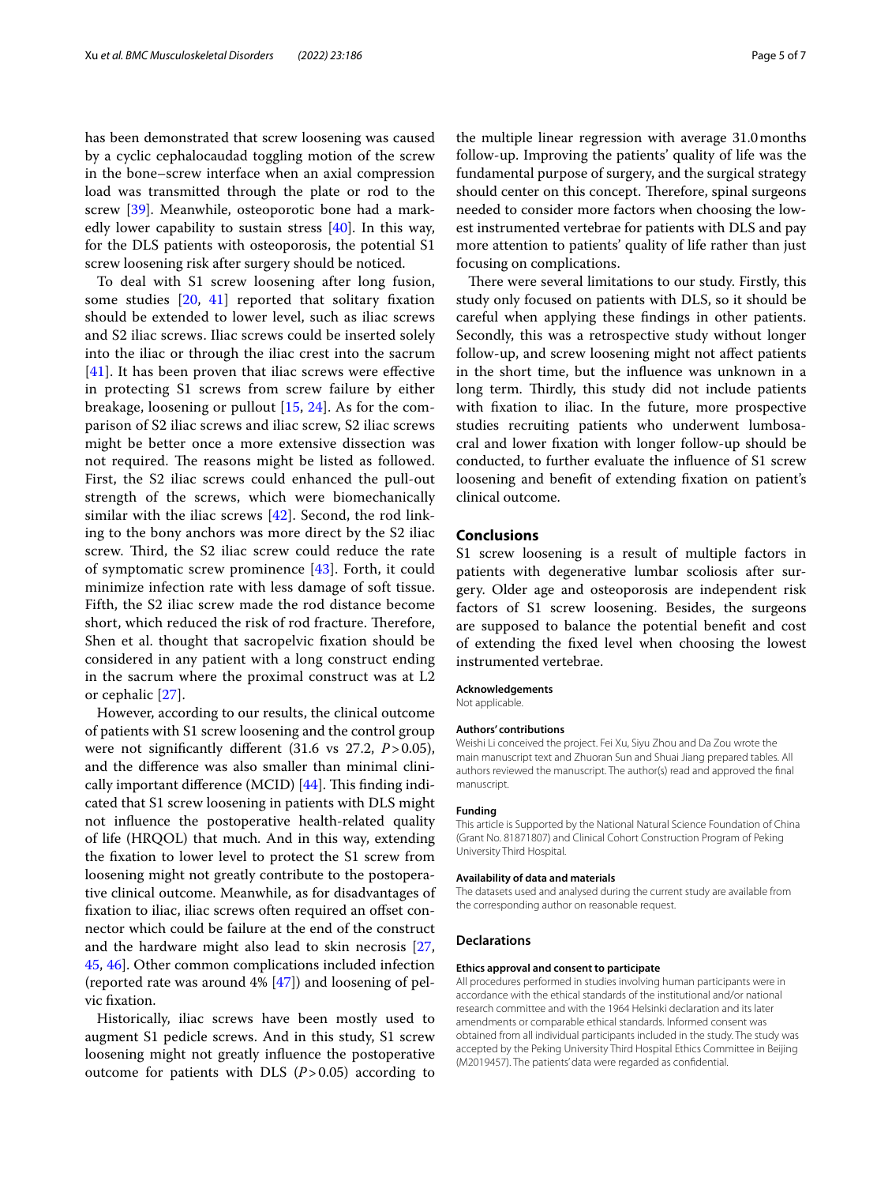has been demonstrated that screw loosening was caused by a cyclic cephalocaudad toggling motion of the screw in the bone–screw interface when an axial compression load was transmitted through the plate or rod to the screw [39]. Meanwhile, osteoporotic bone had a markedly lower capability to sustain stress [40]. In this way, for the DLS patients with osteoporosis, the potential S1 screw loosening risk after surgery should be noticed.

To deal with S1 screw loosening after long fusion, some studies [20, 41] reported that solitary fixation should be extended to lower level, such as iliac screws and S2 iliac screws. Iliac screws could be inserted solely into the iliac or through the iliac crest into the sacrum [41]. It has been proven that iliac screws were effective in protecting S1 screws from screw failure by either breakage, loosening or pullout [15, 24]. As for the comparison of S2 iliac screws and iliac screw, S2 iliac screws might be better once a more extensive dissection was not required. The reasons might be listed as followed. First, the S2 iliac screws could enhanced the pull-out strength of the screws, which were biomechanically similar with the iliac screws [42]. Second, the rod linking to the bony anchors was more direct by the S2 iliac screw. Third, the S2 iliac screw could reduce the rate of symptomatic screw prominence [43]. Forth, it could minimize infection rate with less damage of soft tissue. Fifth, the S2 iliac screw made the rod distance become short, which reduced the risk of rod fracture. Therefore, Shen et al. thought that sacropelvic fixation should be considered in any patient with a long construct ending in the sacrum where the proximal construct was at L2 or cephalic [27].

However, according to our results, the clinical outcome of patients with S1 screw loosening and the control group were not significantly different (31.6 vs 27.2, $P > 0.05$), and the difference was also smaller than minimal clinically important difference (MCID) [44]. This finding indicated that S1 screw loosening in patients with DLS might not influence the postoperative health-related quality of life (HRQOL) that much. And in this way, extending the fixation to lower level to protect the S1 screw from loosening might not greatly contribute to the postoperative clinical outcome. Meanwhile, as for disadvantages of fixation to iliac, iliac screws often required an offset connector which could be failure at the end of the construct and the hardware might also lead to skin necrosis [27, 45, 46]. Other common complications included infection (reported rate was around 4% [47]) and loosening of pelvic fixation.

Historically, iliac screws have been mostly used to augment S1 pedicle screws. And in this study, S1 screw loosening might not greatly influence the postoperative outcome for patients with DLS ($P > 0.05$) according to the multiple linear regression with average 31.0 months follow-up. Improving the patients' quality of life was the fundamental purpose of surgery, and the surgical strategy should center on this concept. Therefore, spinal surgeons needed to consider more factors when choosing the lowest instrumented vertebrae for patients with DLS and pay more attention to patients' quality of life rather than just focusing on complications.

There were several limitations to our study. Firstly, this study only focused on patients with DLS, so it should be careful when applying these findings in other patients. Secondly, this was a retrospective study without longer follow-up, and screw loosening might not affect patients in the short time, but the influence was unknown in a long term. Thirdly, this study did not include patients with fixation to iliac. In the future, more prospective studies recruiting patients who underwent lumbosacral and lower fixation with longer follow-up should be conducted, to further evaluate the influence of S1 screw loosening and benefit of extending fixation on patient's clinical outcome.

## Conclusions

S1 screw loosening is a result of multiple factors in patients with degenerative lumbar scoliosis after surgery. Older age and osteoporosis are independent risk factors of S1 screw loosening. Besides, the surgeons are supposed to balance the potential benefit and cost of extending the fixed level when choosing the lowest instrumented vertebrae.

#### Acknowledgements

Not applicable.

#### Authors' contributions

Weishi Li conceived the project. Fei Xu, Siyu Zhou and Da Zou wrote the main manuscript text and Zhuoran Sun and Shuai Jiang prepared tables. All authors reviewed the manuscript. The author(s) read and approved the final manuscript.

#### Funding

This article is Supported by the National Natural Science Foundation of China (Grant No. 81871807) and Clinical Cohort Construction Program of Peking University Third Hospital.

#### Availability of data and materials

The datasets used and analysed during the current study are available from the corresponding author on reasonable request.

## Declarations

#### Ethics approval and consent to participate

All procedures performed in studies involving human participants were in accordance with the ethical standards of the institutional and/or national research committee and with the 1964 Helsinki declaration and its later amendments or comparable ethical standards. Informed consent was obtained from all individual participants included in the study. The study was accepted by the Peking University Third Hospital Ethics Committee in Beijing (M2019457). The patients' data were regarded as confidential.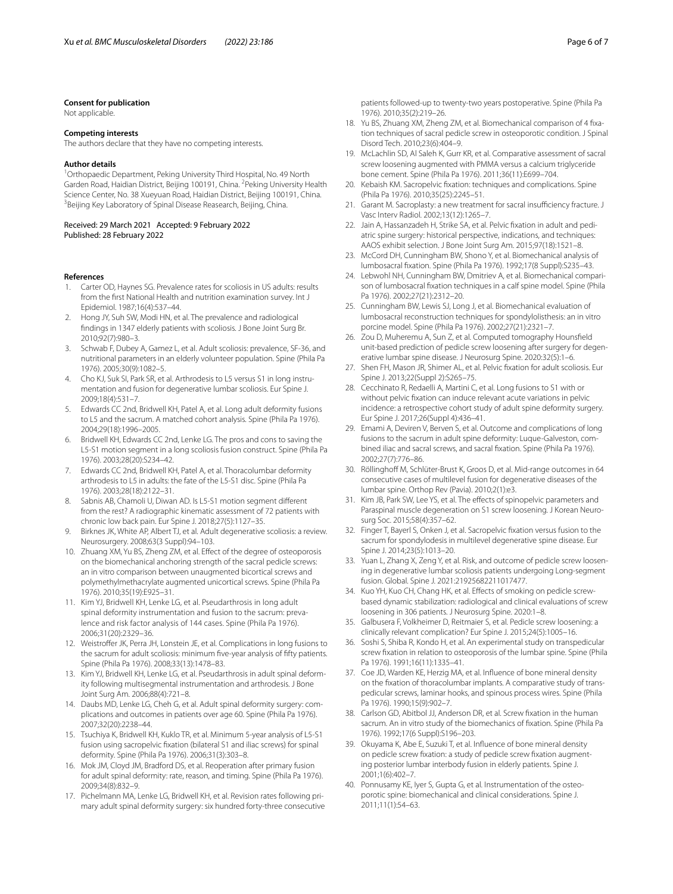### Consent for publication

Not applicable.

### Competing interests

The authors declare that they have no competing interests.

### Author details

[1]Orthopaedic Department, Peking University Third Hospital, No. 49 North Garden Road, Haidian District, Beijing 100191, China. [2]Peking University Health Science Center, No. 38 Xueyuan Road, Haidian District, Beijing 100191, China. [3]Beijing Key Laboratory of Spinal Disease Reasearch, Beijing, China.

Received: 29 March 2021 Accepted: 9 February 2022
Published: 28 February 2022

## References

1. Carter OD, Haynes SG. Prevalence rates for scoliosis in US adults: results from the first National Health and nutrition examination survey. Int J Epidemiol. 1987;16(4):537–44.
2. Hong JY, Suh SW, Modi HN, et al. The prevalence and radiological findings in 1347 elderly patients with scoliosis. J Bone Joint Surg Br. 2010;92(7):980–3.
3. Schwab F, Dubey A, Gamez L, et al. Adult scoliosis: prevalence, SF-36, and nutritional parameters in an elderly volunteer population. Spine (Phila Pa 1976). 2005;30(9):1082–5.
4. Cho KJ, Suk SI, Park SR, et al. Arthrodesis to L5 versus S1 in long instrumentation and fusion for degenerative lumbar scoliosis. Eur Spine J. 2009;18(4):531–7.
5. Edwards CC 2nd, Bridwell KH, Patel A, et al. Long adult deformity fusions to L5 and the sacrum. A matched cohort analysis. Spine (Phila Pa 1976). 2004;29(18):1996–2005.
6. Bridwell KH, Edwards CC 2nd, Lenke LG. The pros and cons to saving the L5-S1 motion segment in a long scoliosis fusion construct. Spine (Phila Pa 1976). 2003;28(20):S234–42.
7. Edwards CC 2nd, Bridwell KH, Patel A, et al. Thoracolumbar deformity arthrodesis to L5 in adults: the fate of the L5-S1 disc. Spine (Phila Pa 1976). 2003;28(18):2122–31.
8. Sabnis AB, Chamoli U, Diwan AD. Is L5-S1 motion segment different from the rest? A radiographic kinematic assessment of 72 patients with chronic low back pain. Eur Spine J. 2018;27(5):1127–35.
9. Birknes JK, White AP, Albert TJ, et al. Adult degenerative scoliosis: a review. Neurosurgery. 2008;63(3 Suppl):94–103.
10. Zhuang XM, Yu BS, Zheng ZM, et al. Effect of the degree of osteoporosis on the biomechanical anchoring strength of the sacral pedicle screws: an in vitro comparison between unaugmented bicortical screws and polymethylmethacrylate augmented unicortical screws. Spine (Phila Pa 1976). 2010;35(19):E925–31.
11. Kim YJ, Bridwell KH, Lenke LG, et al. Pseudarthrosis in long adult spinal deformity instrumentation and fusion to the sacrum: prevalence and risk factor analysis of 144 cases. Spine (Phila Pa 1976). 2006;31(20):2329–36.
12. Weistroffer JK, Perra JH, Lonstein JE, et al. Complications in long fusions to the sacrum for adult scoliosis: minimum five-year analysis of fifty patients. Spine (Phila Pa 1976). 2008;33(13):1478–83.
13. Kim YJ, Bridwell KH, Lenke LG, et al. Pseudarthrosis in adult spinal deformity following multisegmental instrumentation and arthrodesis. J Bone Joint Surg Am. 2006;88(4):721–8.
14. Daubs MD, Lenke LG, Cheh G, et al. Adult spinal deformity surgery: complications and outcomes in patients over age 60. Spine (Phila Pa 1976). 2007;32(20):2238–44.
15. Tsuchiya K, Bridwell KH, Kuklo TR, et al. Minimum 5-year analysis of L5-S1 fusion using sacropelvic fixation (bilateral S1 and iliac screws) for spinal deformity. Spine (Phila Pa 1976). 2006;31(3):303–8.
16. Mok JM, Cloyd JM, Bradford DS, et al. Reoperation after primary fusion for adult spinal deformity: rate, reason, and timing. Spine (Phila Pa 1976). 2009;34(8):832–9.
17. Pichelmann MA, Lenke LG, Bridwell KH, et al. Revision rates following primary adult spinal deformity surgery: six hundred forty-three consecutive patients followed-up to twenty-two years postoperative. Spine (Phila Pa 1976). 2010;35(2):219–26.
18. Yu BS, Zhuang XM, Zheng ZM, et al. Biomechanical comparison of 4 fixation techniques of sacral pedicle screw in osteoporotic condition. J Spinal Disord Tech. 2010;23(6):404–9.
19. McLachlin SD, Al Saleh K, Gurr KR, et al. Comparative assessment of sacral screw loosening augmented with PMMA versus a calcium triglyceride bone cement. Spine (Phila Pa 1976). 2011;36(11):E699–704.
20. Kebaish KM. Sacropelvic fixation: techniques and complications. Spine (Phila Pa 1976). 2010;35(25):2245–51.
21. Garant M. Sacroplasty: a new treatment for sacral insufficiency fracture. J Vasc Interv Radiol. 2002;13(12):1265–7.
22. Jain A, Hassanzadeh H, Strike SA, et al. Pelvic fixation in adult and pediatric spine surgery: historical perspective, indications, and techniques: AAOS exhibit selection. J Bone Joint Surg Am. 2015;97(18):1521–8.
23. McCord DH, Cunningham BW, Shono Y, et al. Biomechanical analysis of lumbosacral fixation. Spine (Phila Pa 1976). 1992;17(8 Suppl):S235–43.
24. Lebwohl NH, Cunningham BW, Dmitriev A, et al. Biomechanical comparison of lumbosacral fixation techniques in a calf spine model. Spine (Phila Pa 1976). 2002;27(21):2312–20.
25. Cunningham BW, Lewis SJ, Long J, et al. Biomechanical evaluation of lumbosacral reconstruction techniques for spondylolisthesis: an in vitro porcine model. Spine (Phila Pa 1976). 2002;27(21):2321–7.
26. Zou D, Muheremu A, Sun Z, et al. Computed tomography Hounsfield unit-based prediction of pedicle screw loosening after surgery for degenerative lumbar spine disease. J Neurosurg Spine. 2020:32(5):1–6.
27. Shen FH, Mason JR, Shimer AL, et al. Pelvic fixation for adult scoliosis. Eur Spine J. 2013;22(Suppl 2):S265–75.
28. Cecchinato R, Redaelli A, Martini C, et al. Long fusions to S1 with or without pelvic fixation can induce relevant acute variations in pelvic incidence: a retrospective cohort study of adult spine deformity surgery. Eur Spine J. 2017;26(Suppl 4):436–41.
29. Emami A, Deviren V, Berven S, et al. Outcome and complications of long fusions to the sacrum in adult spine deformity: Luque-Galveston, combined iliac and sacral screws, and sacral fixation. Spine (Phila Pa 1976). 2002;27(7):776–86.
30. Röllinghoff M, Schlüter-Brust K, Groos D, et al. Mid-range outcomes in 64 consecutive cases of multilevel fusion for degenerative diseases of the lumbar spine. Orthop Rev (Pavia). 2010;2(1):e3.
31. Kim JB, Park SW, Lee YS, et al. The effects of spinopelvic parameters and Paraspinal muscle degeneration on S1 screw loosening. J Korean Neurosurg Soc. 2015;58(4):357–62.
32. Finger T, Bayerl S, Onken J, et al. Sacropelvic fixation versus fusion to the sacrum for spondylodesis in multilevel degenerative spine disease. Eur Spine J. 2014;23(5):1013–20.
33. Yuan L, Zhang X, Zeng Y, et al. Risk, and outcome of pedicle screw loosening in degenerative lumbar scoliosis patients undergoing Long-segment fusion. Global. Spine J. 2021:21925682211017477.
34. Kuo YH, Kuo CH, Chang HK, et al. Effects of smoking on pedicle screw-based dynamic stabilization: radiological and clinical evaluations of screw loosening in 306 patients. J Neurosurg Spine. 2020:1–8.
35. Galbusera F, Volkheimer D, Reitmaier S, et al. Pedicle screw loosening: a clinically relevant complication? Eur Spine J. 2015;24(5):1005–16.
36. Soshi S, Shiba R, Kondo H, et al. An experimental study on transpedicular screw fixation in relation to osteoporosis of the lumbar spine. Spine (Phila Pa 1976). 1991;16(11):1335–41.
37. Coe JD, Warden KE, Herzig MA, et al. Influence of bone mineral density on the fixation of thoracolumbar implants. A comparative study of transpedicular screws, laminar hooks, and spinous process wires. Spine (Phila Pa 1976). 1990;15(9):902–7.
38. Carlson GD, Abitbol JJ, Anderson DR, et al. Screw fixation in the human sacrum. An in vitro study of the biomechanics of fixation. Spine (Phila Pa 1976). 1992;17(6 Suppl):S196–203.
39. Okuyama K, Abe E, Suzuki T, et al. Influence of bone mineral density on pedicle screw fixation: a study of pedicle screw fixation augmenting posterior lumbar interbody fusion in elderly patients. Spine J. 2001;1(6):402–7.
40. Ponnusamy KE, Iyer S, Gupta G, et al. Instrumentation of the osteoporotic spine: biomechanical and clinical considerations. Spine J. 2011;11(1):54–63.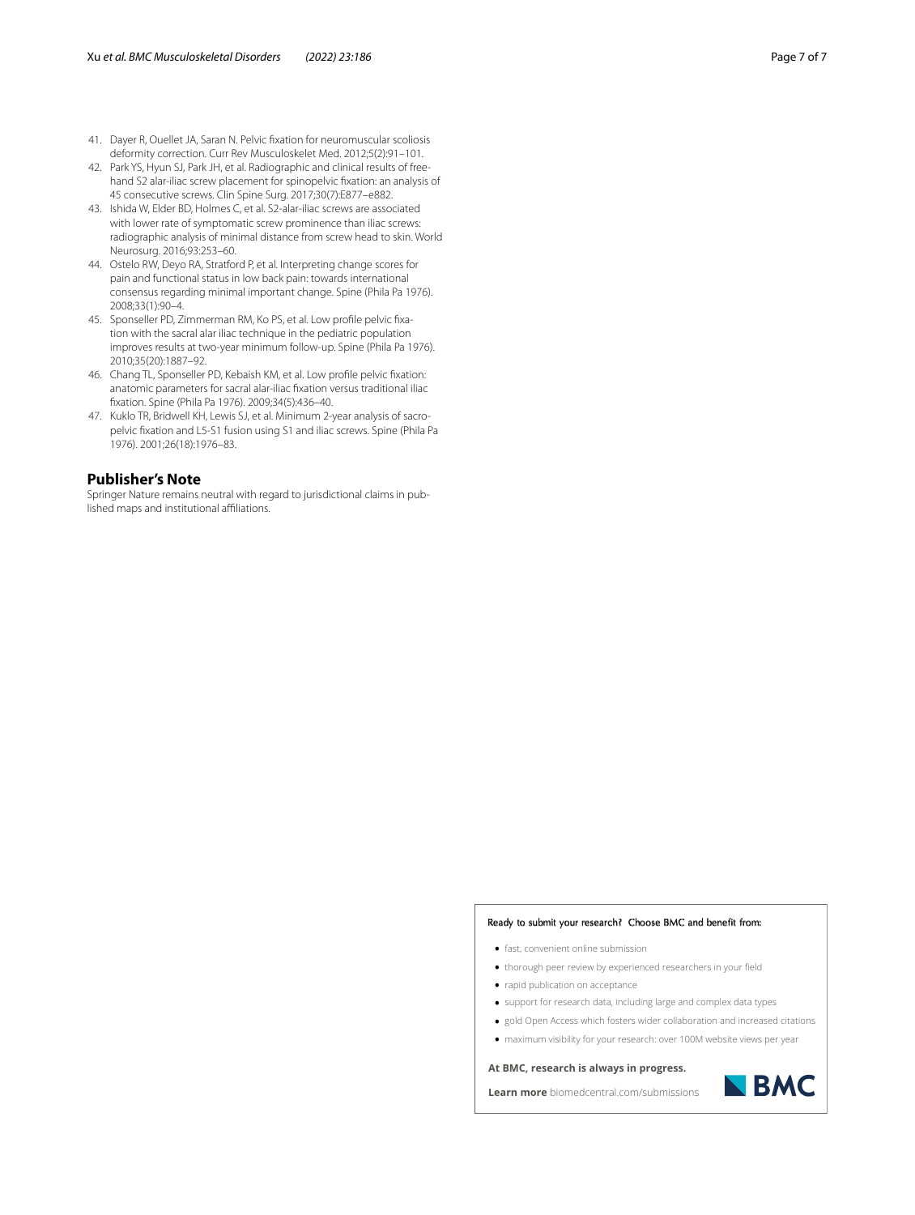41. Dayer R, Ouellet JA, Saran N. Pelvic fixation for neuromuscular scoliosis deformity correction. Curr Rev Musculoskelet Med. 2012;5(2):91–101.
42. Park YS, Hyun SJ, Park JH, et al. Radiographic and clinical results of free-hand S2 alar-iliac screw placement for spinopelvic fixation: an analysis of 45 consecutive screws. Clin Spine Surg. 2017;30(7):E877–e882.
43. Ishida W, Elder BD, Holmes C, et al. S2-alar-iliac screws are associated with lower rate of symptomatic screw prominence than iliac screws: radiographic analysis of minimal distance from screw head to skin. World Neurosurg. 2016;93:253–60.
44. Ostelo RW, Deyo RA, Stratford P, et al. Interpreting change scores for pain and functional status in low back pain: towards international consensus regarding minimal important change. Spine (Phila Pa 1976). 2008;33(1):90–4.
45. Sponseller PD, Zimmerman RM, Ko PS, et al. Low profile pelvic fixation with the sacral alar iliac technique in the pediatric population improves results at two-year minimum follow-up. Spine (Phila Pa 1976). 2010;35(20):1887–92.
46. Chang TL, Sponseller PD, Kebaish KM, et al. Low profile pelvic fixation: anatomic parameters for sacral alar-iliac fixation versus traditional iliac fixation. Spine (Phila Pa 1976). 2009;34(5):436–40.
47. Kuklo TR, Bridwell KH, Lewis SJ, et al. Minimum 2-year analysis of sacropelvic fixation and L5-S1 fusion using S1 and iliac screws. Spine (Phila Pa 1976). 2001;26(18):1976–83.

## Publisher's Note

Springer Nature remains neutral with regard to jurisdictional claims in published maps and institutional affiliations.

Ready to submit your research? Choose BMC and benefit from:

- fast, convenient online submission
- thorough peer review by experienced researchers in your field
- rapid publication on acceptance
- support for research data, including large and complex data types
- gold Open Access which fosters wider collaboration and increased citations
- maximum visibility for your research: over 100M website views per year

**At BMC, research is always in progress.**

**Learn more** biomedcentral.com/submissions

BMC